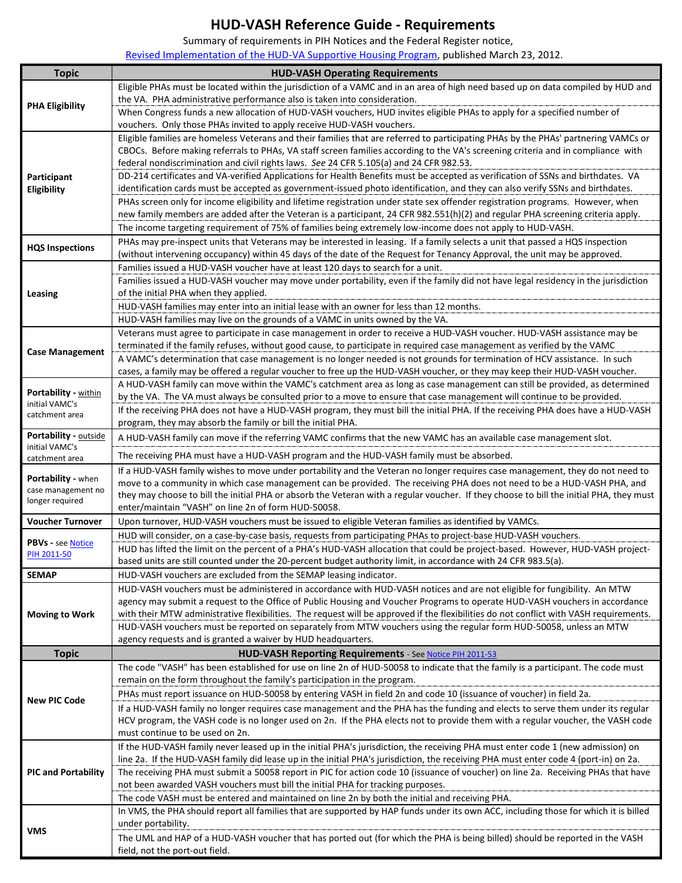# HUD-VASH Reference Guide - Requirements

Summary of requirements in PIH Notices and the Federal Register notice, [Revised Implementation of the HUD-VA Supportive Housing Program](), published March 23, 2012.

| Topic | HUD-VASH Operating Requirements |
|---|---|
| **PHA Eligibility** | Eligible PHAs must be located within the jurisdiction of a VAMC and in an area of high need based up on data compiled by HUD and the VA. PHA administrative performance also is taken into consideration. |
| | When Congress funds a new allocation of HUD-VASH vouchers, HUD invites eligible PHAs to apply for a specified number of vouchers. Only those PHAs invited to apply receive HUD-VASH vouchers. |
| **Participant Eligibility** | Eligible families are homeless Veterans and their families that are referred to participating PHAs by the PHAs' partnering VAMCs or CBOCs. Before making referrals to PHAs, VA staff screen families according to the VA's screening criteria and in compliance with federal nondiscrimination and civil rights laws. *See* 24 CFR 5.105(a) and 24 CFR 982.53. |
| | DD-214 certificates and VA-verified Applications for Health Benefits must be accepted as verification of SSNs and birthdates. VA identification cards must be accepted as government-issued photo identification, and they can also verify SSNs and birthdates. |
| | PHAs screen only for income eligibility and lifetime registration under state sex offender registration programs. However, when new family members are added after the Veteran is a participant, 24 CFR 982.551(h)(2) and regular PHA screening criteria apply. |
| | The income targeting requirement of 75% of families being extremely low-income does not apply to HUD-VASH. |
| **HQS Inspections** | PHAs may pre-inspect units that Veterans may be interested in leasing. If a family selects a unit that passed a HQS inspection (without intervening occupancy) within 45 days of the date of the Request for Tenancy Approval, the unit may be approved. |
| **Leasing** | Families issued a HUD-VASH voucher have at least 120 days to search for a unit. |
| | Families issued a HUD-VASH voucher may move under portability, even if the family did not have legal residency in the jurisdiction of the initial PHA when they applied. |
| | HUD-VASH families may enter into an initial lease with an owner for less than 12 months. |
| | HUD-VASH families may live on the grounds of a VAMC in units owned by the VA. |
| **Case Management** | Veterans must agree to participate in case management in order to receive a HUD-VASH voucher. HUD-VASH assistance may be terminated if the family refuses, without good cause, to participate in required case management as verified by the VAMC |
| | A VAMC's determination that case management is no longer needed is not grounds for termination of HCV assistance. In such cases, a family may be offered a regular voucher to free up the HUD-VASH voucher, or they may keep their HUD-VASH voucher. |
| **Portability** - within initial VAMC's catchment area | A HUD-VASH family can move within the VAMC's catchment area as long as case management can still be provided, as determined by the VA. The VA must always be consulted prior to a move to ensure that case management will continue to be provided. |
| | If the receiving PHA does not have a HUD-VASH program, they must bill the initial PHA. If the receiving PHA does have a HUD-VASH program, they may absorb the family or bill the initial PHA. |
| **Portability** - outside initial VAMC's catchment area | A HUD-VASH family can move if the referring VAMC confirms that the new VAMC has an available case management slot. |
| | The receiving PHA must have a HUD-VASH program and the HUD-VASH family must be absorbed. |
| **Portability** - when case management no longer required | If a HUD-VASH family wishes to move under portability and the Veteran no longer requires case management, they do not need to move to a community in which case management can be provided. The receiving PHA does not need to be a HUD-VASH PHA, and they may choose to bill the initial PHA or absorb the Veteran with a regular voucher. If they choose to bill the initial PHA, they must enter/maintain "VASH" on line 2n of form HUD-50058. |
| **Voucher Turnover** | Upon turnover, HUD-VASH vouchers must be issued to eligible Veteran families as identified by VAMCs. |
| **PBVs** - see Notice PIH 2011-50 | HUD will consider, on a case-by-case basis, requests from participating PHAs to project-base HUD-VASH vouchers. |
| | HUD has lifted the limit on the percent of a PHA's HUD-VASH allocation that could be project-based. However, HUD-VASH project-based units are still counted under the 20-percent budget authority limit, in accordance with 24 CFR 983.5(a). |
| **SEMAP** | HUD-VASH vouchers are excluded from the SEMAP leasing indicator. |
| **Moving to Work** | HUD-VASH vouchers must be administered in accordance with HUD-VASH notices and are not eligible for fungibility. An MTW agency may submit a request to the Office of Public Housing and Voucher Programs to operate HUD-VASH vouchers in accordance with their MTW administrative flexibilities. The request will be approved if the flexibilities do not conflict with VASH requirements. |
| | HUD-VASH vouchers must be reported on separately from MTW vouchers using the regular form HUD-50058, unless an MTW agency requests and is granted a waiver by HUD headquarters. |
| **Topic** | **HUD-VASH Reporting Requirements** - See Notice PIH 2011-53 |
| **New PIC Code** | The code "VASH" has been established for use on line 2n of HUD-50058 to indicate that the family is a participant. The code must remain on the form throughout the family's participation in the program. |
| | PHAs must report issuance on HUD-50058 by entering VASH in field 2n and code 10 (issuance of voucher) in field 2a. |
| | If a HUD-VASH family no longer requires case management and the PHA has the funding and elects to serve them under its regular HCV program, the VASH code is no longer used on 2n. If the PHA elects not to provide them with a regular voucher, the VASH code must continue to be used on 2n. |
| **PIC and Portability** | If the HUD-VASH family never leased up in the initial PHA's jurisdiction, the receiving PHA must enter code 1 (new admission) on line 2a. If the HUD-VASH family did lease up in the initial PHA's jurisdiction, the receiving PHA must enter code 4 (port-in) on 2a. |
| | The receiving PHA must submit a 50058 report in PIC for action code 10 (issuance of voucher) on line 2a. Receiving PHAs that have not been awarded VASH vouchers must bill the initial PHA for tracking purposes. |
| | The code VASH must be entered and maintained on line 2n by both the initial and receiving PHA. |
| **VMS** | In VMS, the PHA should report all families that are supported by HAP funds under its own ACC, including those for which it is billed under portability. |
| | The UML and HAP of a HUD-VASH voucher that has ported out (for which the PHA is being billed) should be reported in the VASH field, not the port-out field. |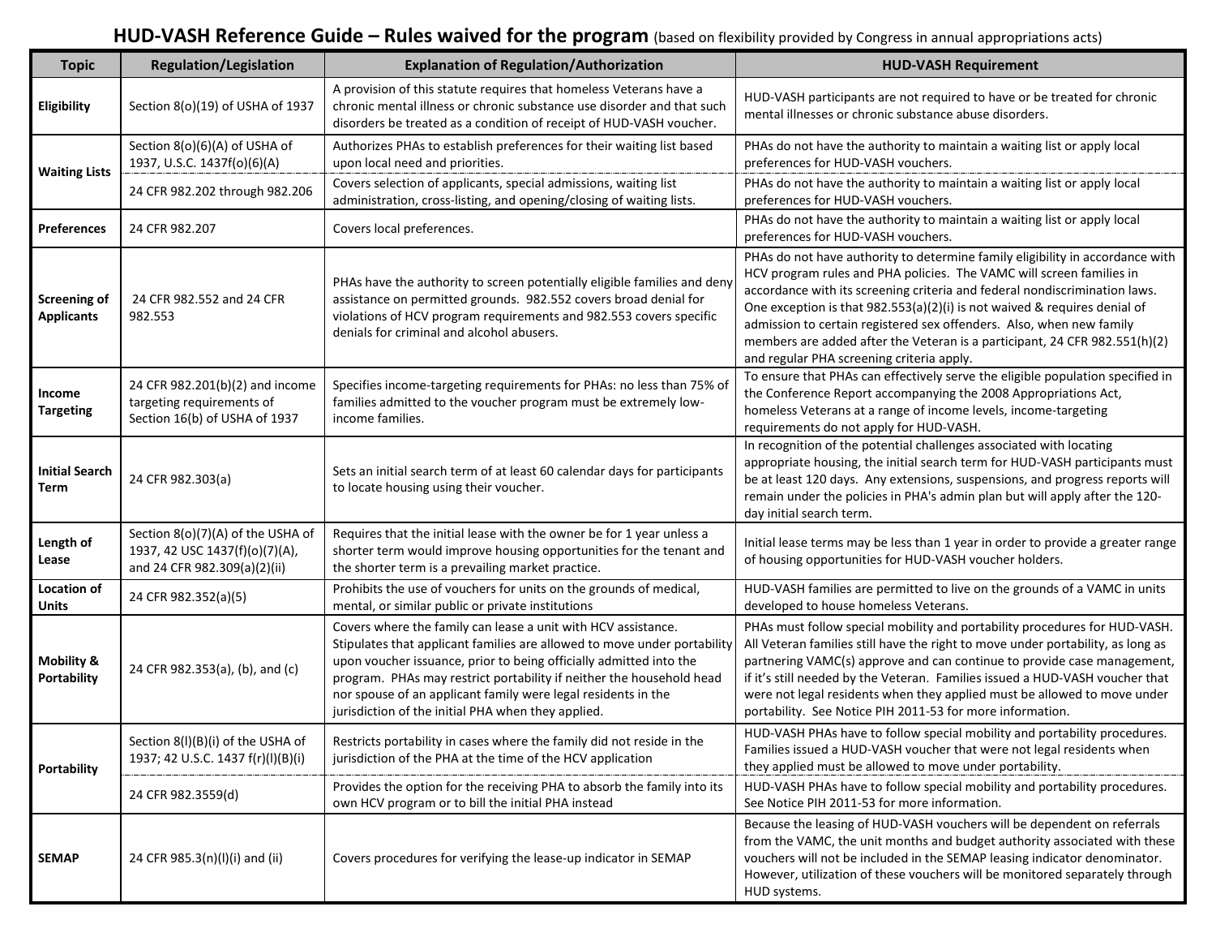# HUD-VASH Reference Guide – Rules waived for the program (based on flexibility provided by Congress in annual appropriations acts)

| Topic | Regulation/Legislation | Explanation of Regulation/Authorization | HUD-VASH Requirement |
|---|---|---|---|
| **Eligibility** | Section 8(o)(19) of USHA of 1937 | A provision of this statute requires that homeless Veterans have a chronic mental illness or chronic substance use disorder and that such disorders be treated as a condition of receipt of HUD-VASH voucher. | HUD-VASH participants are not required to have or be treated for chronic mental illnesses or chronic substance abuse disorders. |
| **Waiting Lists** | Section 8(o)(6)(A) of USHA of 1937, U.S.C. 1437f(o)(6)(A) | Authorizes PHAs to establish preferences for their waiting list based upon local need and priorities. | PHAs do not have the authority to maintain a waiting list or apply local preferences for HUD-VASH vouchers. |
| | 24 CFR 982.202 through 982.206 | Covers selection of applicants, special admissions, waiting list administration, cross-listing, and opening/closing of waiting lists. | PHAs do not have the authority to maintain a waiting list or apply local preferences for HUD-VASH vouchers. |
| **Preferences** | 24 CFR 982.207 | Covers local preferences. | PHAs do not have the authority to maintain a waiting list or apply local preferences for HUD-VASH vouchers. |
| **Screening of Applicants** | 24 CFR 982.552 and 24 CFR 982.553 | PHAs have the authority to screen potentially eligible families and deny assistance on permitted grounds. 982.552 covers broad denial for violations of HCV program requirements and 982.553 covers specific denials for criminal and alcohol abusers. | PHAs do not have authority to determine family eligibility in accordance with HCV program rules and PHA policies. The VAMC will screen families in accordance with its screening criteria and federal nondiscrimination laws. One exception is that 982.553(a)(2)(i) is not waived & requires denial of admission to certain registered sex offenders. Also, when new family members are added after the Veteran is a participant, 24 CFR 982.551(h)(2) and regular PHA screening criteria apply. |
| **Income Targeting** | 24 CFR 982.201(b)(2) and income targeting requirements of Section 16(b) of USHA of 1937 | Specifies income-targeting requirements for PHAs: no less than 75% of families admitted to the voucher program must be extremely low-income families. | To ensure that PHAs can effectively serve the eligible population specified in the Conference Report accompanying the 2008 Appropriations Act, homeless Veterans at a range of income levels, income-targeting requirements do not apply for HUD-VASH. |
| **Initial Search Term** | 24 CFR 982.303(a) | Sets an initial search term of at least 60 calendar days for participants to locate housing using their voucher. | In recognition of the potential challenges associated with locating appropriate housing, the initial search term for HUD-VASH participants must be at least 120 days. Any extensions, suspensions, and progress reports will remain under the policies in PHA's admin plan but will apply after the 120-day initial search term. |
| **Length of Lease** | Section 8(o)(7)(A) of the USHA of 1937, 42 USC 1437(f)(o)(7)(A), and 24 CFR 982.309(a)(2)(ii) | Requires that the initial lease with the owner be for 1 year unless a shorter term would improve housing opportunities for the tenant and the shorter term is a prevailing market practice. | Initial lease terms may be less than 1 year in order to provide a greater range of housing opportunities for HUD-VASH voucher holders. |
| **Location of Units** | 24 CFR 982.352(a)(5) | Prohibits the use of vouchers for units on the grounds of medical, mental, or similar public or private institutions | HUD-VASH families are permitted to live on the grounds of a VAMC in units developed to house homeless Veterans. |
| **Mobility & Portability** | 24 CFR 982.353(a), (b), and (c) | Covers where the family can lease a unit with HCV assistance. Stipulates that applicant families are allowed to move under portability upon voucher issuance, prior to being officially admitted into the program. PHAs may restrict portability if neither the household head nor spouse of an applicant family were legal residents in the jurisdiction of the initial PHA when they applied. | PHAs must follow special mobility and portability procedures for HUD-VASH. All Veteran families still have the right to move under portability, as long as partnering VAMC(s) approve and can continue to provide case management, if it's still needed by the Veteran. Families issued a HUD-VASH voucher that were not legal residents when they applied must be allowed to move under portability. See Notice PIH 2011-53 for more information. |
| **Portability** | Section 8(l)(B)(i) of the USHA of 1937; 42 U.S.C. 1437 f(r)(l)(B)(i) | Restricts portability in cases where the family did not reside in the jurisdiction of the PHA at the time of the HCV application | HUD-VASH PHAs have to follow special mobility and portability procedures. Families issued a HUD-VASH voucher that were not legal residents when they applied must be allowed to move under portability. |
| | 24 CFR 982.3559(d) | Provides the option for the receiving PHA to absorb the family into its own HCV program or to bill the initial PHA instead | HUD-VASH PHAs have to follow special mobility and portability procedures. See Notice PIH 2011-53 for more information. |
| **SEMAP** | 24 CFR 985.3(n)(l)(i) and (ii) | Covers procedures for verifying the lease-up indicator in SEMAP | Because the leasing of HUD-VASH vouchers will be dependent on referrals from the VAMC, the unit months and budget authority associated with these vouchers will not be included in the SEMAP leasing indicator denominator. However, utilization of these vouchers will be monitored separately through HUD systems. |